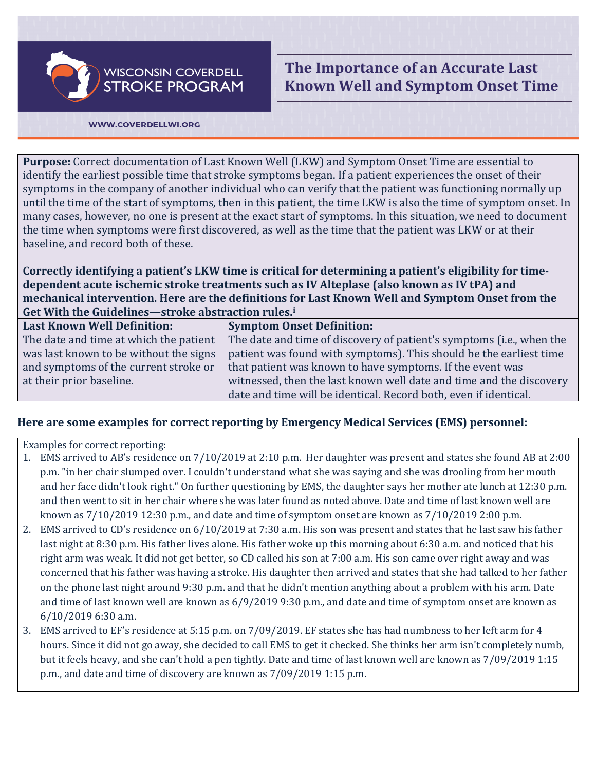WISCONSIN COVERDELL STROKE PROGRAM

WWW.COVERDELLWI.ORG

# The Importance of an Accurate Last Known Well and Symptom Onset Time

**Purpose:** Correct documentation of Last Known Well (LKW) and Symptom Onset Time are essential to identify the earliest possible time that stroke symptoms began. If a patient experiences the onset of their symptoms in the company of another individual who can verify that the patient was functioning normally up until the time of the start of symptoms, then in this patient, the time LKW is also the time of symptom onset. In many cases, however, no one is present at the exact start of symptoms. In this situation, we need to document the time when symptoms were first discovered, as well as the time that the patient was LKW or at their baseline, and record both of these.

**Correctly identifying a patient's LKW time is critical for determining a patient's eligibility for time-dependent acute ischemic stroke treatments such as IV Alteplase (also known as IV tPA) and mechanical intervention. Here are the definitions for Last Known Well and Symptom Onset from the Get With the Guidelines—stroke abstraction rules.**[i]

| **Last Known Well Definition:** | **Symptom Onset Definition:** |
|---|---|
| The date and time at which the patient was last known to be without the signs and symptoms of the current stroke or at their prior baseline. | The date and time of discovery of patient's symptoms (i.e., when the patient was found with symptoms). This should be the earliest time that patient was known to have symptoms. If the event was witnessed, then the last known well date and time and the discovery date and time will be identical. Record both, even if identical. |

## Here are some examples for correct reporting by Emergency Medical Services (EMS) personnel:

Examples for correct reporting:

1. EMS arrived to AB's residence on 7/10/2019 at 2:10 p.m. Her daughter was present and states she found AB at 2:00 p.m. "in her chair slumped over. I couldn't understand what she was saying and she was drooling from her mouth and her face didn't look right." On further questioning by EMS, the daughter says her mother ate lunch at 12:30 p.m. and then went to sit in her chair where she was later found as noted above. Date and time of last known well are known as 7/10/2019 12:30 p.m., and date and time of symptom onset are known as 7/10/2019 2:00 p.m.
2. EMS arrived to CD's residence on 6/10/2019 at 7:30 a.m. His son was present and states that he last saw his father last night at 8:30 p.m. His father lives alone. His father woke up this morning about 6:30 a.m. and noticed that his right arm was weak. It did not get better, so CD called his son at 7:00 a.m. His son came over right away and was concerned that his father was having a stroke. His daughter then arrived and states that she had talked to her father on the phone last night around 9:30 p.m. and that he didn't mention anything about a problem with his arm. Date and time of last known well are known as 6/9/2019 9:30 p.m., and date and time of symptom onset are known as 6/10/2019 6:30 a.m.
3. EMS arrived to EF's residence at 5:15 p.m. on 7/09/2019. EF states she has had numbness to her left arm for 4 hours. Since it did not go away, she decided to call EMS to get it checked. She thinks her arm isn't completely numb, but it feels heavy, and she can't hold a pen tightly. Date and time of last known well are known as 7/09/2019 1:15 p.m., and date and time of discovery are known as 7/09/2019 1:15 p.m.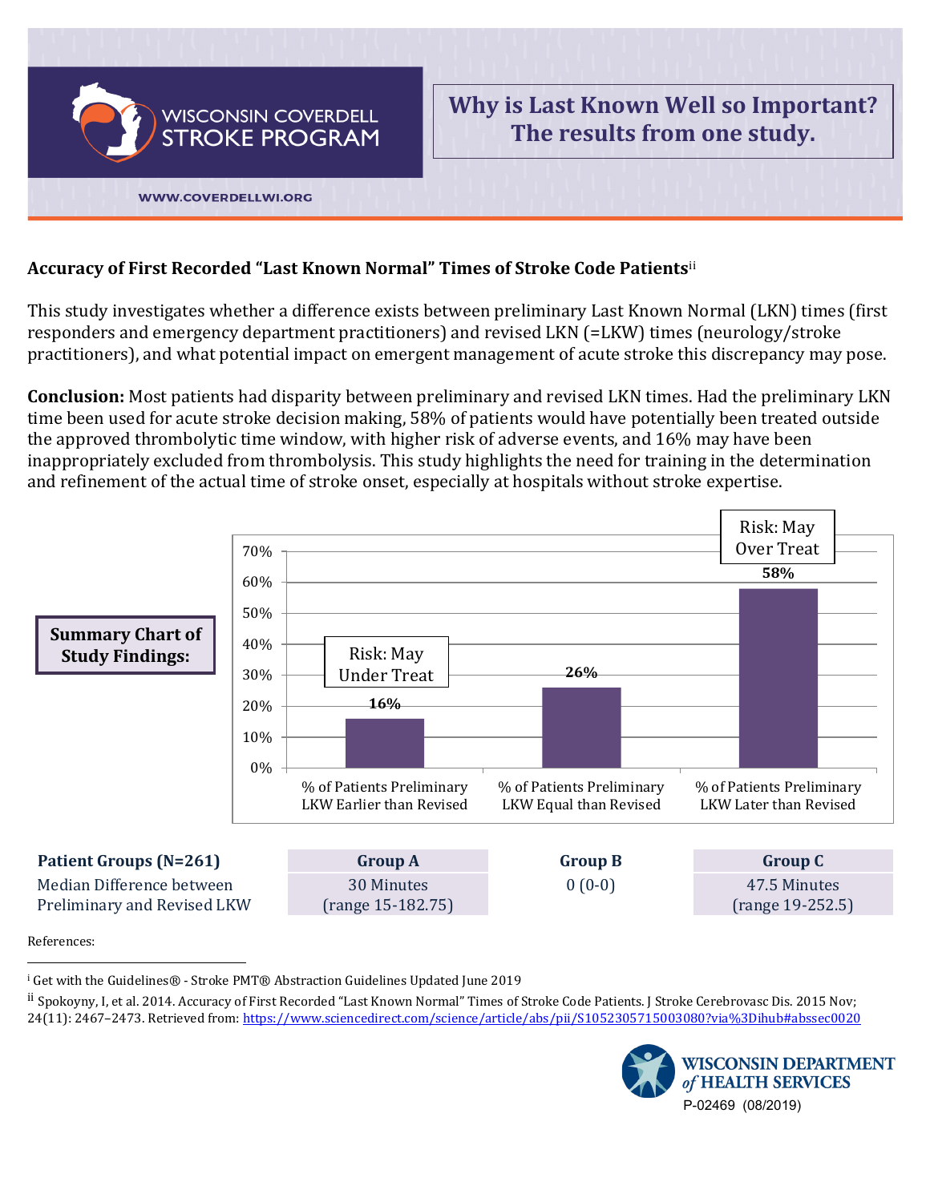WISCONSIN COVERDELL STROKE PROGRAM

WWW.COVERDELLWI.ORG

# Why is Last Known Well so Important? The results from one study.

**Accuracy of First Recorded "Last Known Normal" Times of Stroke Code Patients**[ii]

This study investigates whether a difference exists between preliminary Last Known Normal (LKN) times (first responders and emergency department practitioners) and revised LKN (=LKW) times (neurology/stroke practitioners), and what potential impact on emergent management of acute stroke this discrepancy may pose.

**Conclusion:** Most patients had disparity between preliminary and revised LKN times. Had the preliminary LKN time been used for acute stroke decision making, 58% of patients would have potentially been treated outside the approved thrombolytic time window, with higher risk of adverse events, and 16% may have been inappropriately excluded from thrombolysis. This study highlights the need for training in the determination and refinement of the actual time of stroke onset, especially at hospitals without stroke expertise.

**Summary Chart of Study Findings:**

70%
60%
50%
40%
30%
20%
10%
0%

Risk: May Under Treat
16%
% of Patients Preliminary LKW Earlier than Revised

26%
% of Patients Preliminary LKW Equal than Revised

Risk: May Over Treat
58%
% of Patients Preliminary LKW Later than Revised

| Patient Groups (N=261) | Group A | Group B | Group C |
|---|---|---|---|
| Median Difference between Preliminary and Revised LKW | 30 Minutes (range 15-182.75) | 0 (0-0) | 47.5 Minutes (range 19-252.5) |

References:

[i] Get with the Guidelines® - Stroke PMT® Abstraction Guidelines Updated June 2019

[ii] Spokoyny, I, et al. 2014. Accuracy of First Recorded "Last Known Normal" Times of Stroke Code Patients. J Stroke Cerebrovasc Dis. 2015 Nov; 24(11): 2467–2473. Retrieved from: https://www.sciencedirect.com/science/article/abs/pii/S1052305715003080?via%3Dihub#abssec0020

WISCONSIN DEPARTMENT of HEALTH SERVICES

P-02469 (08/2019)